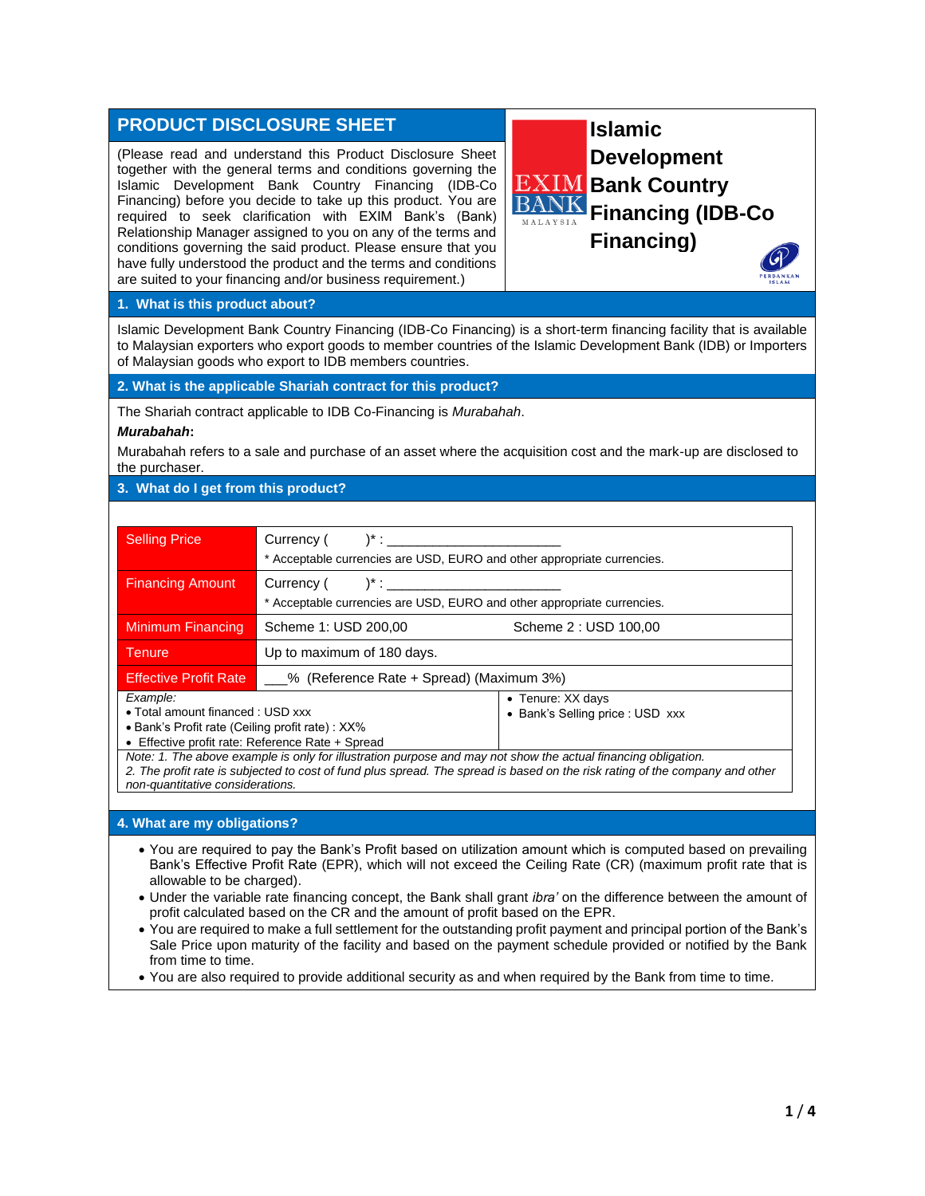# PRODUCT DISCLOSURE SHEET

# Islamic Development Bank Country Financing (IDB-Co Financing)

(Please read and understand this Product Disclosure Sheet together with the general terms and conditions governing the Islamic Development Bank Country Financing (IDB-Co Financing) before you decide to take up this product. You are required to seek clarification with EXIM Bank's (Bank) Relationship Manager assigned to you on any of the terms and conditions governing the said product. Please ensure that you have fully understood the product and the terms and conditions are suited to your financing and/or business requirement.)

## 1. What is this product about?

Islamic Development Bank Country Financing (IDB-Co Financing) is a short-term financing facility that is available to Malaysian exporters who export goods to member countries of the Islamic Development Bank (IDB) or Importers of Malaysian goods who export to IDB members countries.

## 2. What is the applicable Shariah contract for this product?

The Shariah contract applicable to IDB Co-Financing is *Murabahah*.

***Murabahah*:**

Murabahah refers to a sale and purchase of an asset where the acquisition cost and the mark-up are disclosed to the purchaser.

## 3. What do I get from this product?

| | | |
|---|---|---|
| Selling Price | Currency (      )* : _______________________<br>* Acceptable currencies are USD, EURO and other appropriate currencies. | |
| Financing Amount | Currency (      )* : _______________________<br>* Acceptable currencies are USD, EURO and other appropriate currencies. | |
| Minimum Financing | Scheme 1: USD 200,00 | Scheme 2 : USD 100,00 |
| Tenure | Up to maximum of 180 days. | |
| Effective Profit Rate | ___% (Reference Rate + Spread) (Maximum 3%) | |

*Example:*
- Total amount financed : USD xxx
- Bank's Profit rate (Ceiling profit rate) : XX%
- Effective profit rate: Reference Rate + Spread
- Tenure: XX days
- Bank's Selling price : USD xxx

*Note: 1. The above example is only for illustration purpose and may not show the actual financing obligation.*
*2. The profit rate is subjected to cost of fund plus spread. The spread is based on the risk rating of the company and other non-quantitative considerations.*

## 4. What are my obligations?

- You are required to pay the Bank's Profit based on utilization amount which is computed based on prevailing Bank's Effective Profit Rate (EPR), which will not exceed the Ceiling Rate (CR) (maximum profit rate that is allowable to be charged).
- Under the variable rate financing concept, the Bank shall grant *ibra'* on the difference between the amount of profit calculated based on the CR and the amount of profit based on the EPR.
- You are required to make a full settlement for the outstanding profit payment and principal portion of the Bank's Sale Price upon maturity of the facility and based on the payment schedule provided or notified by the Bank from time to time.
- You are also required to provide additional security as and when required by the Bank from time to time.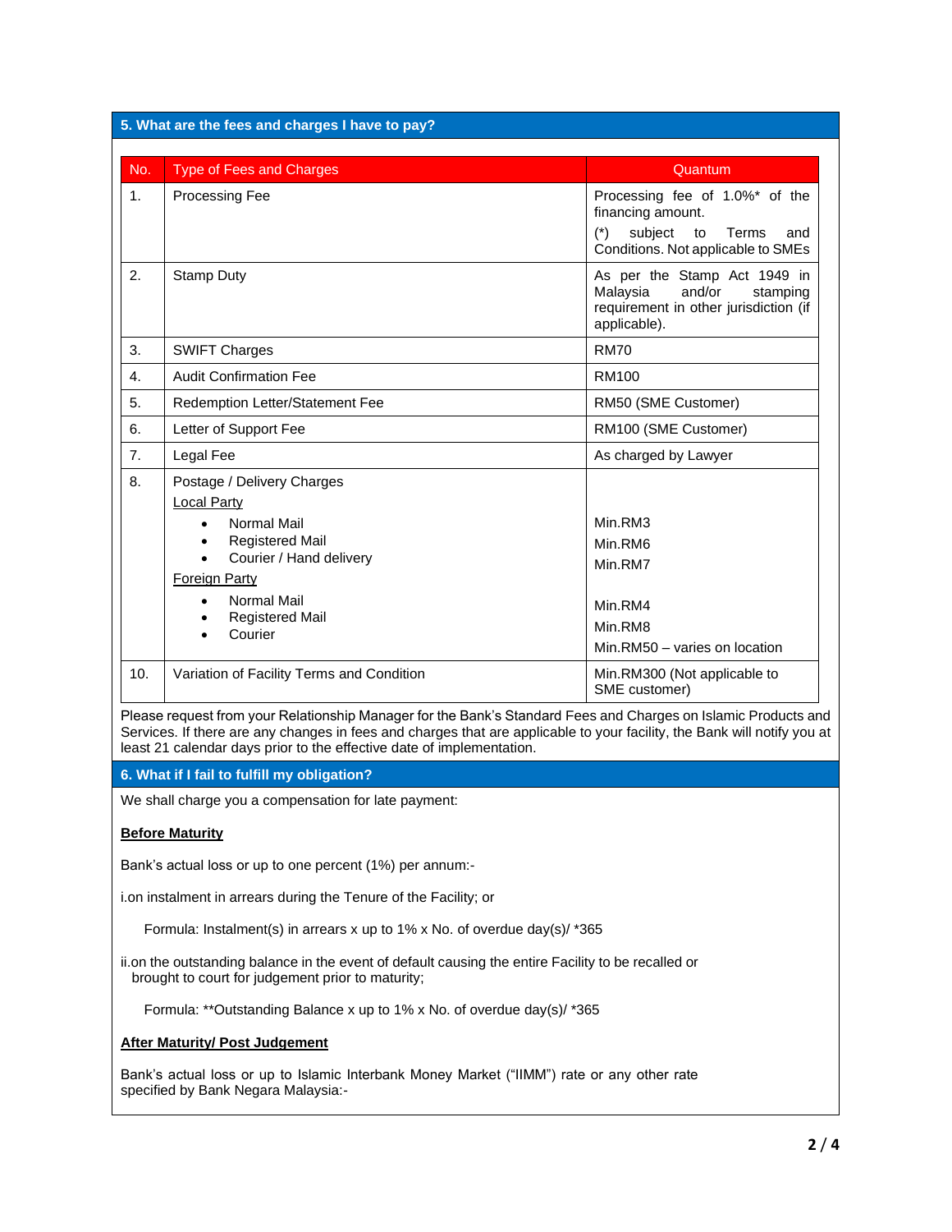## 5. What are the fees and charges I have to pay?

| No. | Type of Fees and Charges | Quantum |
|---|---|---|
| 1. | Processing Fee | Processing fee of 1.0%* of the financing amount.<br>(*) subject to Terms and Conditions. Not applicable to SMEs |
| 2. | Stamp Duty | As per the Stamp Act 1949 in Malaysia and/or stamping requirement in other jurisdiction (if applicable). |
| 3. | SWIFT Charges | RM70 |
| 4. | Audit Confirmation Fee | RM100 |
| 5. | Redemption Letter/Statement Fee | RM50 (SME Customer) |
| 6. | Letter of Support Fee | RM100 (SME Customer) |
| 7. | Legal Fee | As charged by Lawyer |
| 8. | Postage / Delivery Charges<br>Local Party<br>• Normal Mail<br>• Registered Mail<br>• Courier / Hand delivery<br>Foreign Party<br>• Normal Mail<br>• Registered Mail<br>• Courier | <br><br>Min.RM3<br>Min.RM6<br>Min.RM7<br><br>Min.RM4<br>Min.RM8<br>Min.RM50 – varies on location |
| 10. | Variation of Facility Terms and Condition | Min.RM300 (Not applicable to SME customer) |

Please request from your Relationship Manager for the Bank's Standard Fees and Charges on Islamic Products and Services. If there are any changes in fees and charges that are applicable to your facility, the Bank will notify you at least 21 calendar days prior to the effective date of implementation.

## 6. What if I fail to fulfill my obligation?

We shall charge you a compensation for late payment:

**Before Maturity**

Bank's actual loss or up to one percent (1%) per annum:-

i. on instalment in arrears during the Tenure of the Facility; or

Formula: Instalment(s) in arrears x up to 1% x No. of overdue day(s)/ *365

ii. on the outstanding balance in the event of default causing the entire Facility to be recalled or brought to court for judgement prior to maturity;

Formula: **Outstanding Balance x up to 1% x No. of overdue day(s)/ *365

**After Maturity/ Post Judgement**

Bank's actual loss or up to Islamic Interbank Money Market ("IIMM") rate or any other rate specified by Bank Negara Malaysia:-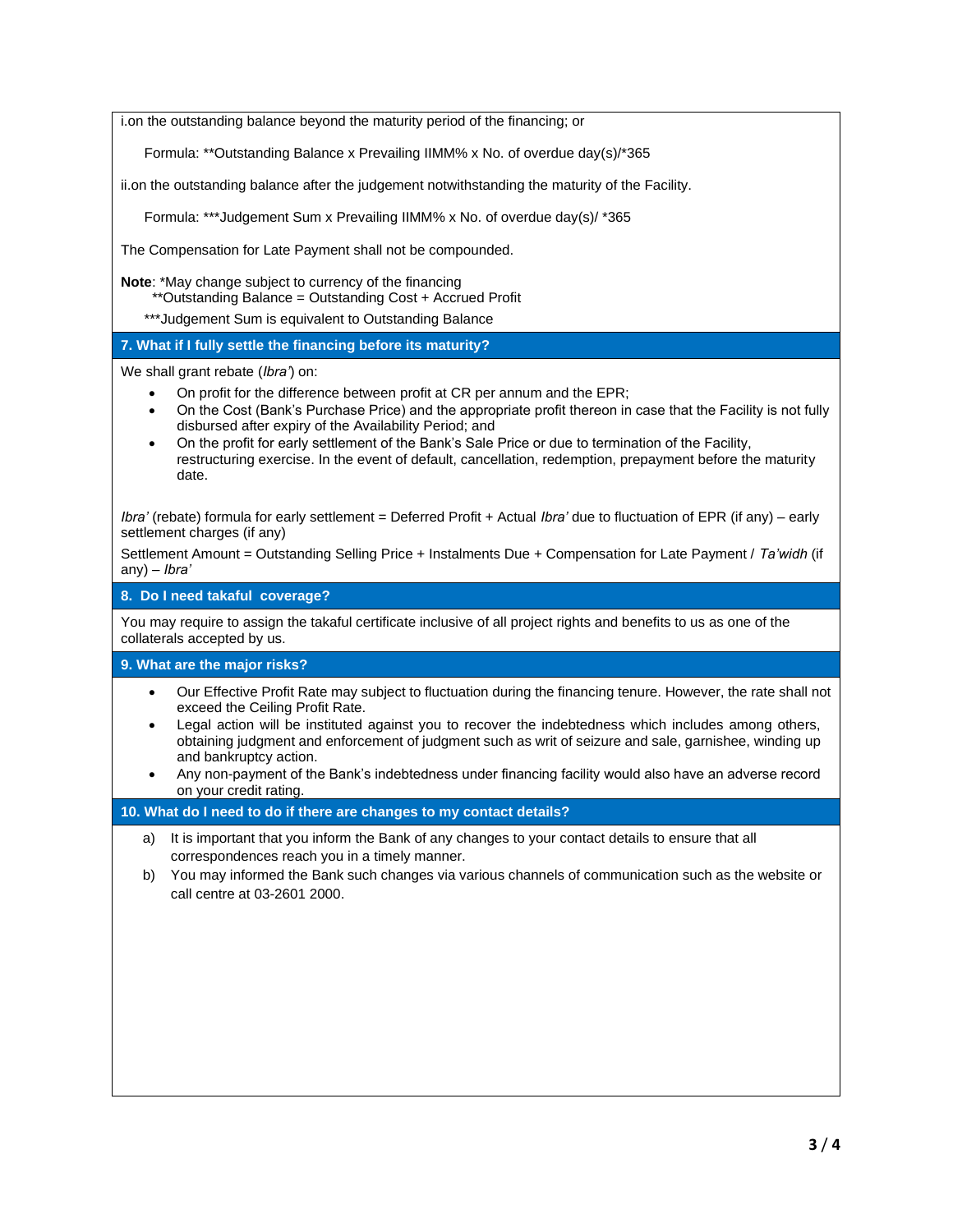i.on the outstanding balance beyond the maturity period of the financing; or

Formula: **Outstanding Balance x Prevailing IIMM% x No. of overdue day(s)/*365

ii.on the outstanding balance after the judgement notwithstanding the maturity of the Facility.

Formula: ***Judgement Sum x Prevailing IIMM% x No. of overdue day(s)/ *365

The Compensation for Late Payment shall not be compounded.

**Note**: *May change subject to currency of the financing
**Outstanding Balance = Outstanding Cost + Accrued Profit
***Judgement Sum is equivalent to Outstanding Balance

## 7. What if I fully settle the financing before its maturity?

We shall grant rebate (*Ibra'*) on:

- On profit for the difference between profit at CR per annum and the EPR;
- On the Cost (Bank's Purchase Price) and the appropriate profit thereon in case that the Facility is not fully disbursed after expiry of the Availability Period; and
- On the profit for early settlement of the Bank's Sale Price or due to termination of the Facility, restructuring exercise. In the event of default, cancellation, redemption, prepayment before the maturity date.

*Ibra'* (rebate) formula for early settlement = Deferred Profit + Actual *Ibra'* due to fluctuation of EPR (if any) – early settlement charges (if any)

Settlement Amount = Outstanding Selling Price + Instalments Due + Compensation for Late Payment / *Ta'widh* (if any) – *Ibra'*

## 8. Do I need takaful coverage?

You may require to assign the takaful certificate inclusive of all project rights and benefits to us as one of the collaterals accepted by us.

## 9. What are the major risks?

- Our Effective Profit Rate may subject to fluctuation during the financing tenure. However, the rate shall not exceed the Ceiling Profit Rate.
- Legal action will be instituted against you to recover the indebtedness which includes among others, obtaining judgment and enforcement of judgment such as writ of seizure and sale, garnishee, winding up and bankruptcy action.
- Any non-payment of the Bank's indebtedness under financing facility would also have an adverse record on your credit rating.

## 10. What do I need to do if there are changes to my contact details?

a) It is important that you inform the Bank of any changes to your contact details to ensure that all correspondences reach you in a timely manner.

b) You may informed the Bank such changes via various channels of communication such as the website or call centre at 03-2601 2000.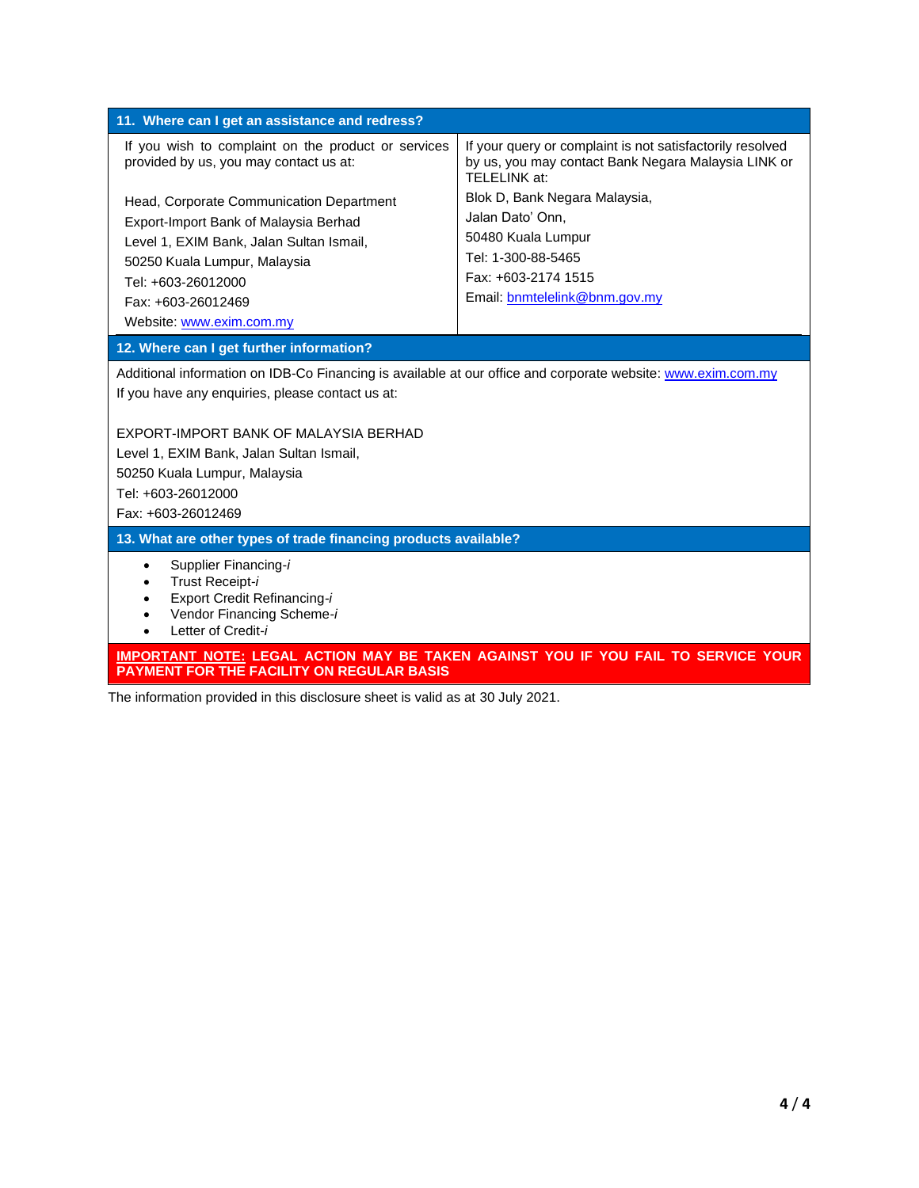## 11. Where can I get an assistance and redress?

| | |
|---|---|
| If you wish to complaint on the product or services provided by us, you may contact us at:<br><br>Head, Corporate Communication Department<br>Export-Import Bank of Malaysia Berhad<br>Level 1, EXIM Bank, Jalan Sultan Ismail,<br>50250 Kuala Lumpur, Malaysia<br>Tel: +603-26012000<br>Fax: +603-26012469<br>Website: www.exim.com.my | If your query or complaint is not satisfactorily resolved by us, you may contact Bank Negara Malaysia LINK or TELELINK at:<br>Blok D, Bank Negara Malaysia,<br>Jalan Dato' Onn,<br>50480 Kuala Lumpur<br>Tel: 1-300-88-5465<br>Fax: +603-2174 1515<br>Email: bnmtelelink@bnm.gov.my |

## 12. Where can I get further information?

Additional information on IDB-Co Financing is available at our office and corporate website: www.exim.com.my

If you have any enquiries, please contact us at:

EXPORT-IMPORT BANK OF MALAYSIA BERHAD
Level 1, EXIM Bank, Jalan Sultan Ismail,
50250 Kuala Lumpur, Malaysia
Tel: +603-26012000
Fax: +603-26012469

## 13. What are other types of trade financing products available?

- Supplier Financing-*i*
- Trust Receipt-*i*
- Export Credit Refinancing-*i*
- Vendor Financing Scheme-*i*
- Letter of Credit-*i*

**IMPORTANT NOTE: LEGAL ACTION MAY BE TAKEN AGAINST YOU IF YOU FAIL TO SERVICE YOUR PAYMENT FOR THE FACILITY ON REGULAR BASIS**

The information provided in this disclosure sheet is valid as at 30 July 2021.